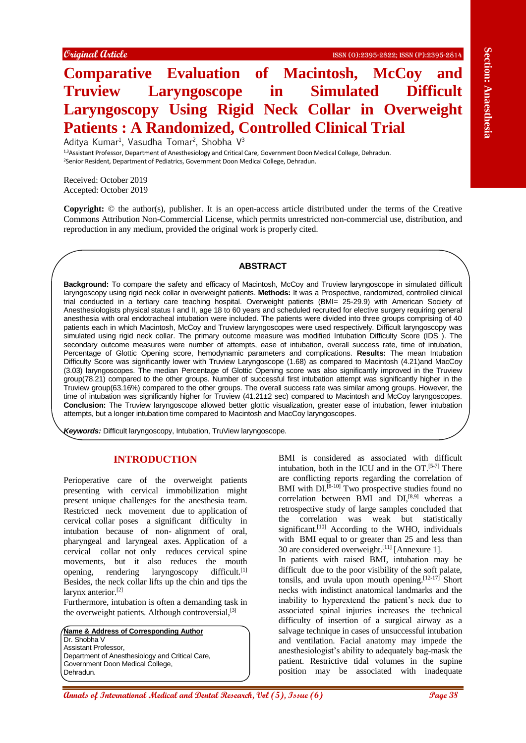Original Article

# Comparative Evaluation of Macintosh, McCoy and Truview Laryngoscope in Simulated Difficult Laryngoscopy Using Rigid Neck Collar in Overweight Patients : A Randomized, Controlled Clinical Trial

Aditya Kumar[1], Vasudha Tomar[2], Shobha V[3]

[1,3]Assistant Professor, Department of Anesthesiology and Critical Care, Government Doon Medical College, Dehradun.
[2]Senior Resident, Department of Pediatrics, Government Doon Medical College, Dehradun.

Received: October 2019
Accepted: October 2019

**Copyright:** © the author(s), publisher. It is an open-access article distributed under the terms of the Creative Commons Attribution Non-Commercial License, which permits unrestricted non-commercial use, distribution, and reproduction in any medium, provided the original work is properly cited.

## ABSTRACT

**Background:** To compare the safety and efficacy of Macintosh, McCoy and Truview laryngoscope in simulated difficult laryngoscopy using rigid neck collar in overweight patients. **Methods:** It was a Prospective, randomized, controlled clinical trial conducted in a tertiary care teaching hospital. Overweight patients (BMI= 25-29.9) with American Society of Anesthesiologists physical status I and II, age 18 to 60 years and scheduled recruited for elective surgery requiring general anesthesia with oral endotracheal intubation were included. The patients were divided into three groups comprising of 40 patients each in which Macintosh, McCoy and Truview laryngoscopes were used respectively. Difficult laryngoscopy was simulated using rigid neck collar. The primary outcome measure was modified Intubation Difficulty Score (IDS ). The secondary outcome measures were number of attempts, ease of intubation, overall success rate, time of intubation, Percentage of Glottic Opening score, hemodynamic parameters and complications. **Results:** The mean Intubation Difficulty Score was significantly lower with Truview Laryngoscope (1.68) as compared to Macintosh (4.21)and MacCoy (3.03) laryngoscopes. The median Percentage of Glottic Opening score was also significantly improved in the Truview group(78.21) compared to the other groups. Number of successful first intubation attempt was significantly higher in the Truview group(63.16%) compared to the other groups. The overall success rate was similar among groups. However, the time of intubation was significantly higher for Truview (41.21±2 sec) compared to Macintosh and McCoy laryngoscopes. **Conclusion:** The Truview laryngoscope allowed better glottic visualization, greater ease of intubation, fewer intubation attempts, but a longer intubation time compared to Macintosh and MacCoy laryngoscopes.

***Keywords:*** Difficult laryngoscopy, Intubation, TruView laryngoscope.

## INTRODUCTION

Perioperative care of the overweight patients presenting with cervical immobilization might present unique challenges for the anesthesia team. Restricted neck movement due to application of cervical collar poses a significant difficulty in intubation because of non- alignment of oral, pharyngeal and laryngeal axes. Application of a cervical collar not only reduces cervical spine movements, but it also reduces the mouth opening, rendering laryngoscopy difficult.[1] Besides, the neck collar lifts up the chin and tips the larynx anterior.[2]

Furthermore, intubation is often a demanding task in the overweight patients. Although controversial,[3] BMI is considered as associated with difficult intubation, both in the ICU and in the OT.[5-7] There are conflicting reports regarding the correlation of BMI with DI.[8-10] Two prospective studies found no correlation between BMI and DI,[8,9] whereas a retrospective study of large samples concluded that the correlation was weak but statistically significant.[10] According to the WHO, individuals with BMI equal to or greater than 25 and less than 30 are considered overweight.[11] [Annexure 1].

In patients with raised BMI, intubation may be difficult due to the poor visibility of the soft palate, tonsils, and uvula upon mouth opening.[12-17] Short necks with indistinct anatomical landmarks and the inability to hyperextend the patient's neck due to associated spinal injuries increases the technical difficulty of insertion of a surgical airway as a salvage technique in cases of unsuccessful intubation and ventilation. Facial anatomy may impede the anesthesiologist's ability to adequately bag-mask the patient. Restrictive tidal volumes in the supine position may be associated with inadequate

**Name & Address of Corresponding Author**
Dr. Shobha V
Assistant Professor,
Department of Anesthesiology and Critical Care,
Government Doon Medical College,
Dehradun.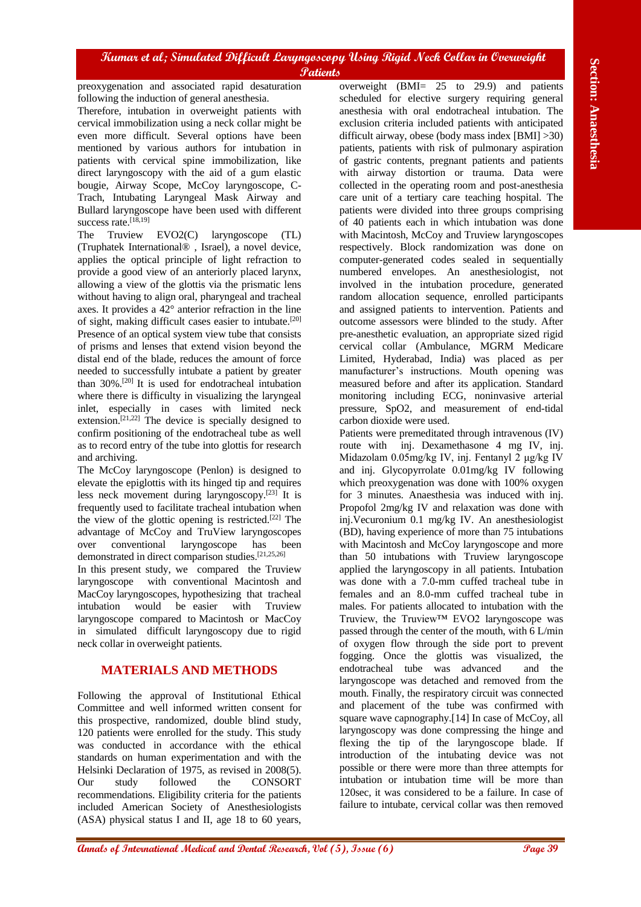preoxygenation and associated rapid desaturation following the induction of general anesthesia.

Therefore, intubation in overweight patients with cervical immobilization using a neck collar might be even more difficult. Several options have been mentioned by various authors for intubation in patients with cervical spine immobilization, like direct laryngoscopy with the aid of a gum elastic bougie, Airway Scope, McCoy laryngoscope, C-Trach, Intubating Laryngeal Mask Airway and Bullard laryngoscope have been used with different success rate.[18,19]

The Truview EVO2(C) laryngoscope (TL) (Truphatek International® , Israel), a novel device, applies the optical principle of light refraction to provide a good view of an anteriorly placed larynx, allowing a view of the glottis via the prismatic lens without having to align oral, pharyngeal and tracheal axes. It provides a 42° anterior refraction in the line of sight, making difficult cases easier to intubate.[20] Presence of an optical system view tube that consists of prisms and lenses that extend vision beyond the distal end of the blade, reduces the amount of force needed to successfully intubate a patient by greater than 30%.[20] It is used for endotracheal intubation where there is difficulty in visualizing the laryngeal inlet, especially in cases with limited neck extension.[21,22] The device is specially designed to confirm positioning of the endotracheal tube as well as to record entry of the tube into glottis for research and archiving.

The McCoy laryngoscope (Penlon) is designed to elevate the epiglottis with its hinged tip and requires less neck movement during laryngoscopy.[23] It is frequently used to facilitate tracheal intubation when the view of the glottic opening is restricted.[22] The advantage of McCoy and TruView laryngoscopes over conventional laryngoscope has been demonstrated in direct comparison studies.[21,25,26]

In this present study, we compared the Truview laryngoscope with conventional Macintosh and MacCoy laryngoscopes, hypothesizing that tracheal intubation would be easier with Truview laryngoscope compared to Macintosh or MacCoy in simulated difficult laryngoscopy due to rigid neck collar in overweight patients.

## MATERIALS AND METHODS

Following the approval of Institutional Ethical Committee and well informed written consent for this prospective, randomized, double blind study, 120 patients were enrolled for the study. This study was conducted in accordance with the ethical standards on human experimentation and with the Helsinki Declaration of 1975, as revised in 2008(5). Our study followed the CONSORT recommendations. Eligibility criteria for the patients included American Society of Anesthesiologists (ASA) physical status I and II, age 18 to 60 years, overweight (BMI= 25 to 29.9) and patients scheduled for elective surgery requiring general anesthesia with oral endotracheal intubation. The exclusion criteria included patients with anticipated difficult airway, obese (body mass index [BMI] >30) patients, patients with risk of pulmonary aspiration of gastric contents, pregnant patients and patients with airway distortion or trauma. Data were collected in the operating room and post-anesthesia care unit of a tertiary care teaching hospital. The patients were divided into three groups comprising of 40 patients each in which intubation was done with Macintosh, McCoy and Truview laryngoscopes respectively. Block randomization was done on computer-generated codes sealed in sequentially numbered envelopes. An anesthesiologist, not involved in the intubation procedure, generated random allocation sequence, enrolled participants and assigned patients to intervention. Patients and outcome assessors were blinded to the study. After pre-anesthetic evaluation, an appropriate sized rigid cervical collar (Ambulance, MGRM Medicare Limited, Hyderabad, India) was placed as per manufacturer's instructions. Mouth opening was measured before and after its application. Standard monitoring including ECG, noninvasive arterial pressure, SpO2, and measurement of end-tidal carbon dioxide were used.

Patients were premeditated through intravenous (IV) route with inj. Dexamethasone 4 mg IV, inj. Midazolam 0.05mg/kg IV, inj. Fentanyl 2 μg/kg IV and inj. Glycopyrrolate 0.01mg/kg IV following which preoxygenation was done with 100% oxygen for 3 minutes. Anaesthesia was induced with inj. Propofol 2mg/kg IV and relaxation was done with inj.Vecuronium 0.1 mg/kg IV. An anesthesiologist (BD), having experience of more than 75 intubations with Macintosh and McCoy laryngoscope and more than 50 intubations with Truview laryngoscope applied the laryngoscopy in all patients. Intubation was done with a 7.0-mm cuffed tracheal tube in females and an 8.0-mm cuffed tracheal tube in males. For patients allocated to intubation with the Truview, the Truview™ EVO2 laryngoscope was passed through the center of the mouth, with 6 L/min of oxygen flow through the side port to prevent fogging. Once the glottis was visualized, the endotracheal tube was advanced and the laryngoscope was detached and removed from the mouth. Finally, the respiratory circuit was connected and placement of the tube was confirmed with square wave capnography.[14] In case of McCoy, all laryngoscopy was done compressing the hinge and flexing the tip of the laryngoscope blade. If introduction of the intubating device was not possible or there were more than three attempts for intubation or intubation time will be more than 120sec, it was considered to be a failure. In case of failure to intubate, cervical collar was then removed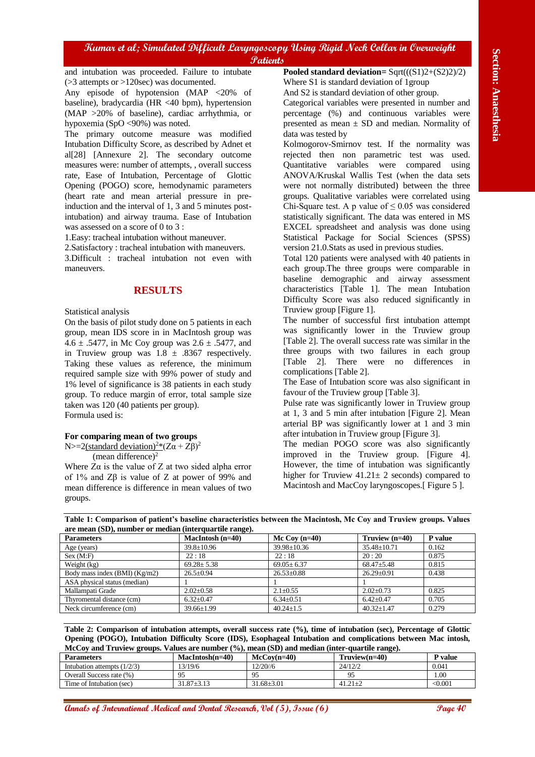and intubation was proceeded. Failure to intubate (>3 attempts or >120sec) was documented.

Any episode of hypotension (MAP <20% of baseline), bradycardia (HR <40 bpm), hypertension (MAP >20% of baseline), cardiac arrhythmia, or hypoxemia (SpO <90%) was noted.

The primary outcome measure was modified Intubation Difficulty Score, as described by Adnet et al[28] [Annexure 2]. The secondary outcome measures were: number of attempts, , overall success rate, Ease of Intubation, Percentage of Glottic Opening (POGO) score, hemodynamic parameters (heart rate and mean arterial pressure in pre-induction and the interval of 1, 3 and 5 minutes post-intubation) and airway trauma. Ease of Intubation was assessed on a score of 0 to 3 :

1.Easy: tracheal intubation without maneuver.

2.Satisfactory : tracheal intubation with maneuvers.

3.Difficult : tracheal intubation not even with maneuvers.

## RESULTS

Statistical analysis

On the basis of pilot study done on 5 patients in each group, mean IDS score in in MacIntosh group was 4.6 ± .5477, in Mc Coy group was 2.6 ± .5477, and in Truview group was 1.8 ± .8367 respectively. Taking these values as reference, the minimum required sample size with 99% power of study and 1% level of significance is 38 patients in each study group. To reduce margin of error, total sample size taken was 120 (40 patients per group).

Formula used is:

**For comparing mean of two groups**

$$N \geq \frac{2(\text{standard deviation})^2 * (Z\alpha + Z\beta)^2}{(\text{mean difference})^2}$$

Where $Z\alpha$ is the value of Z at two sided alpha error of 1% and $Z\beta$ is value of Z at power of 99% and mean difference is difference in mean values of two groups.

**Pooled standard deviation=** Sqrt(((S1)2+(S2)2)/2)

Where S1 is standard deviation of 1group

And S2 is standard deviation of other group.

Categorical variables were presented in number and percentage (%) and continuous variables were presented as mean ± SD and median. Normality of data was tested by

Kolmogorov-Smirnov test. If the normality was rejected then non parametric test was used. Quantitative variables were compared using ANOVA/Kruskal Wallis Test (when the data sets were not normally distributed) between the three groups. Qualitative variables were correlated using Chi-Square test. A p value of ≤ 0.05 was considered statistically significant. The data was entered in MS EXCEL spreadsheet and analysis was done using Statistical Package for Social Sciences (SPSS) version 21.0.Stats as used in previous studies.

Total 120 patients were analysed with 40 patients in each group.The three groups were comparable in baseline demographic and airway assessment characteristics [Table 1]. The mean Intubation Difficulty Score was also reduced significantly in Truview group [Figure 1].

The number of successful first intubation attempt was significantly lower in the Truview group [Table 2]. The overall success rate was similar in the three groups with two failures in each group [Table 2]. There were no differences in complications [Table 2].

The Ease of Intubation score was also significant in favour of the Truview group [Table 3].

Pulse rate was significantly lower in Truview group at 1, 3 and 5 min after intubation [Figure 2]. Mean arterial BP was significantly lower at 1 and 3 min after intubation in Truview group [Figure 3].

The median POGO score was also significantly improved in the Truview group. [Figure 4]. However, the time of intubation was significantly higher for Truview 41.21± 2 seconds) compared to Macintosh and MacCoy laryngoscopes.[ Figure 5 ].

**Table 1: Comparison of patient's baseline characteristics between the Macintosh, Mc Coy and Truview groups. Values are mean (SD), number or median (interquartile range).**

| Parameters | MacIntosh (n=40) | Mc Coy (n=40) | Truview (n=40) | P value |
|---|---|---|---|---|
| Age (years) | 39.8±10.96 | 39.98±10.36 | 35.48±10.71 | 0.162 |
| Sex (M:F) | 22 : 18 | 22 : 18 | 20 : 20 | 0.875 |
| Weight (kg) | 69.28± 5.38 | 69.05± 6.37 | 68.47±5.48 | 0.815 |
| Body mass index (BMI) (Kg/m2) | 26.5±0.94 | 26.53±0.88 | 26.29±0.91 | 0.438 |
| ASA physical status (median) | 1 | 1 | 1 | |
| Mallampati Grade | 2.02±0.58 | 2.1±0.55 | 2.02±0.73 | 0.825 |
| Thyromental distance (cm) | 6.32±0.47 | 6.34±0.51 | 6.42±0.47 | 0.705 |
| Neck circumference (cm) | 39.66±1.99 | 40.24±1.5 | 40.32±1.47 | 0.279 |

**Table 2: Comparison of intubation attempts, overall success rate (%), time of intubation (sec), Percentage of Glottic Opening (POGO), Intubation Difficulty Score (IDS), Esophageal Intubation and complications between Mac intosh, McCoy and Truview groups. Values are number (%), mean (SD) and median (inter-quartile range).**

| Parameters | MacIntosh(n=40) | McCoy(n=40) | Truview(n=40) | P value |
|---|---|---|---|---|
| Intubation attempts (1/2/3) | 13/19/6 | 12/20//6 | 24/12/2 | 0.041 |
| Overall Success rate (%) | 95 | 95 | 95 | 1.00 |
| Time of Intubation (sec) | 31.87±3.13 | 31.68±3.01 | 41.21±2 | <0.001 |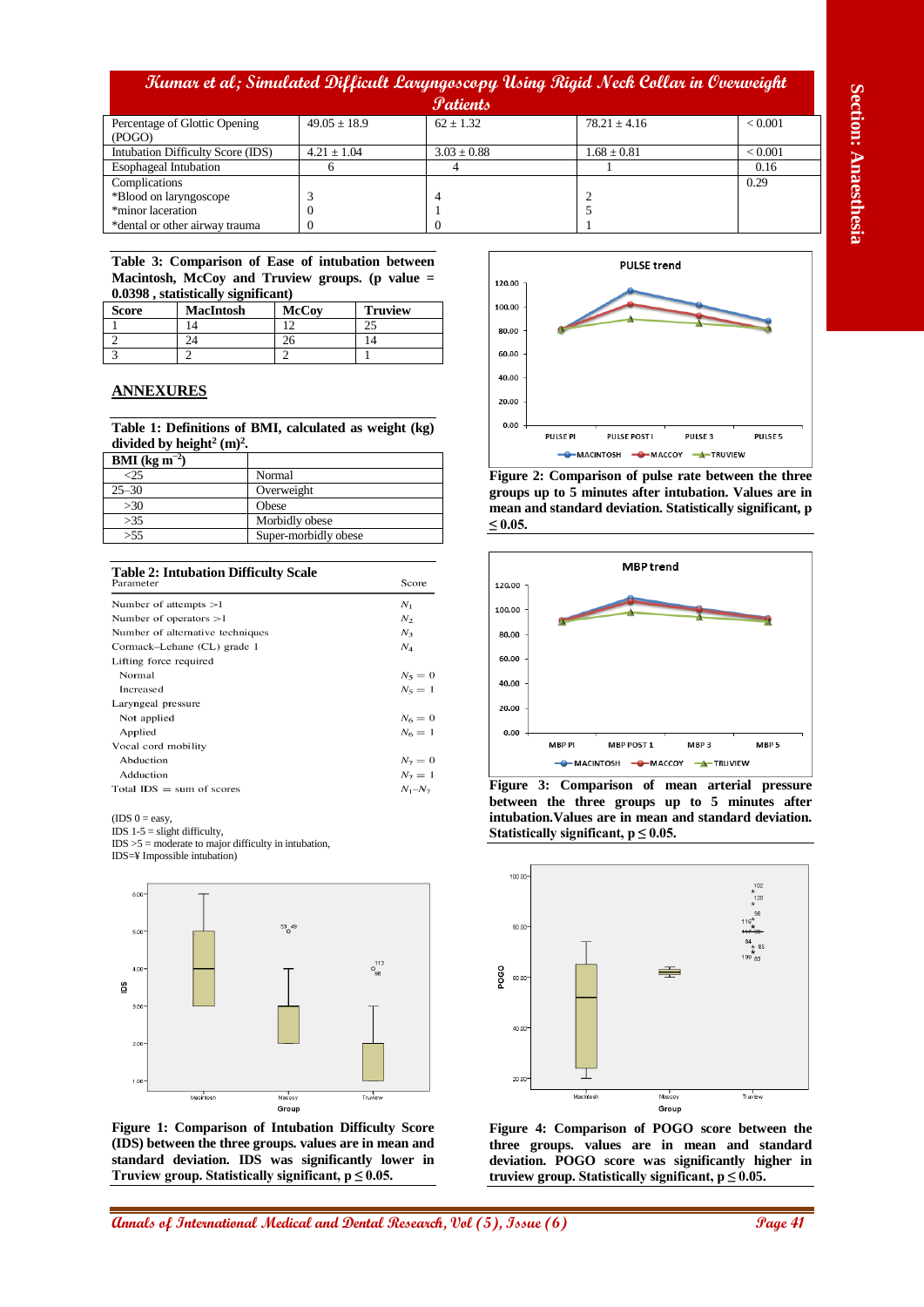| Percentage of Glottic Opening (POGO) | 49.05 ± 18.9 | 62 ± 1.32 | 78.21 ± 4.16 | < 0.001 |
|---|---|---|---|---|
| Intubation Difficulty Score (IDS) | 4.21 ± 1.04 | 3.03 ± 0.88 | 1.68 ± 0.81 | < 0.001 |
| Esophageal Intubation | 6 | 4 | 1 | 0.16 |
| Complications<br>*Blood on laryngoscope<br>*minor laceration<br>*dental or other airway trauma | <br>3<br>0<br>0 | <br>4<br>1<br>0 | <br>2<br>5<br>1 | 0.29 |

**Table 3: Comparison of Ease of intubation between Macintosh, McCoy and Truview groups. (p value = 0.0398 , statistically significant)**

| Score | MacIntosh | McCoy | Truview |
|---|---|---|---|
| 1 | 14 | 12 | 25 |
| 2 | 24 | 26 | 14 |
| 3 | 2 | 2 | 1 |

## ANNEXURES

**Table 1: Definitions of BMI, calculated as weight (kg) divided by height[2] (m)[2].**

| BMI (kg $m^{-2}$) | |
|---|---|
| <25 | Normal |
| 25–30 | Overweight |
| >30 | Obese |
| >35 | Morbidly obese |
| >55 | Super-morbidly obese |

**Table 2: Intubation Difficulty Scale**

| Parameter | Score |
|---|---|
| Number of attempts >1 | $N_1$ |
| Number of operators >1 | $N_2$ |
| Number of alternative techniques | $N_3$ |
| Cormack–Lehane (CL) grade 1 | $N_4$ |
| Lifting force required | |
| Normal | $N_5 = 0$ |
| Increased | $N_5 = 1$ |
| Laryngeal pressure | |
| Not applied | $N_6 = 0$ |
| Applied | $N_6 = 1$ |
| Vocal cord mobility | |
| Abduction | $N_7 = 0$ |
| Adduction | $N_7 = 1$ |
| Total IDS = sum of scores | $N_1$–$N_7$ |

(IDS 0 = easy,
IDS 1-5 = slight difficulty,
IDS >5 = moderate to major difficulty in intubation,
IDS=¥ Impossible intubation)

**Figure 1: Comparison of Intubation Difficulty Score (IDS) between the three groups. values are in mean and standard deviation. IDS was significantly lower in Truview group. Statistically significant, p ≤ 0.05.**

**Figure 2: Comparison of pulse rate between the three groups up to 5 minutes after intubation. Values are in mean and standard deviation. Statistically significant, p ≤ 0.05.**

**Figure 3: Comparison of mean arterial pressure between the three groups up to 5 minutes after intubation.Values are in mean and standard deviation. Statistically significant, p ≤ 0.05.**

**Figure 4: Comparison of POGO score between the three groups. values are in mean and standard deviation. POGO score was significantly higher in truview group. Statistically significant, p ≤ 0.05.**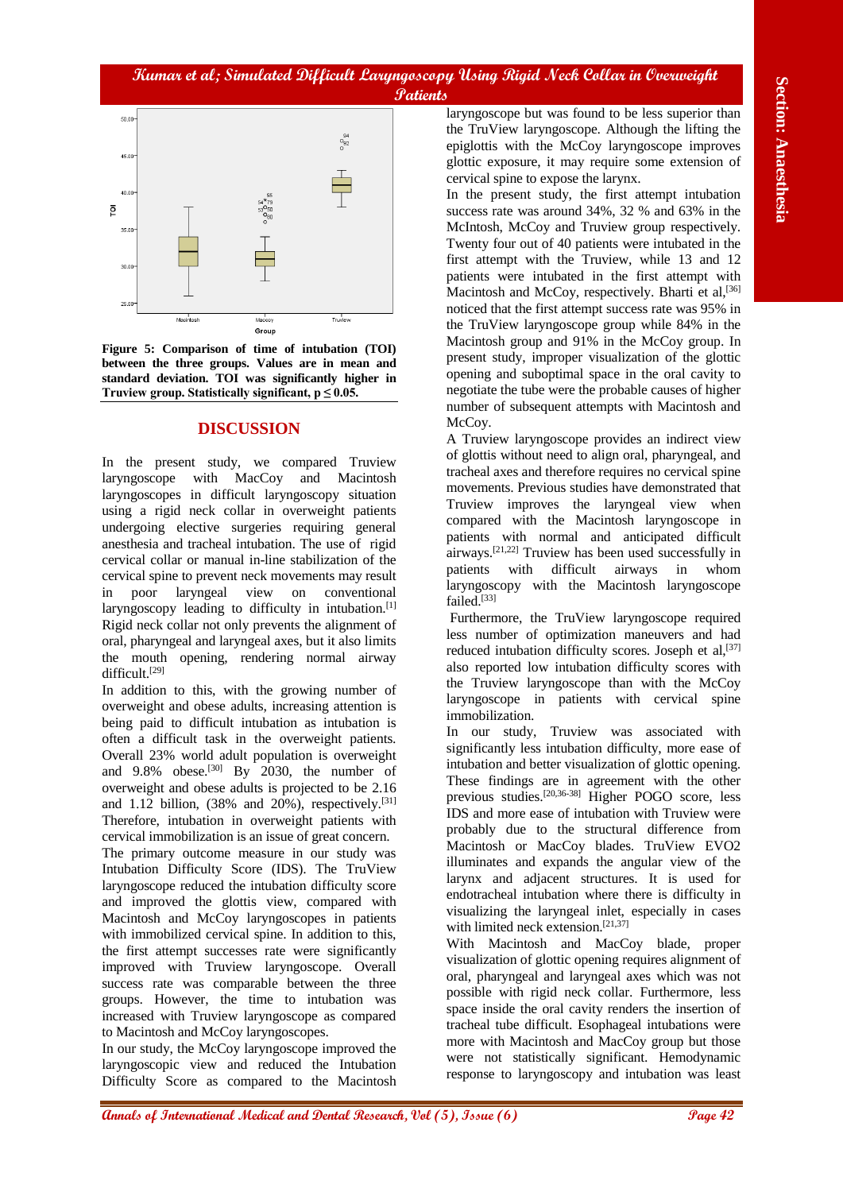Figure 5: Comparison of time of intubation (TOI) between the three groups. Values are in mean and standard deviation. TOI was significantly higher in Truview group. Statistically significant, p ≤ 0.05.

## DISCUSSION

In the present study, we compared Truview laryngoscope with MacCoy and Macintosh laryngoscopes in difficult laryngoscopy situation using a rigid neck collar in overweight patients undergoing elective surgeries requiring general anesthesia and tracheal intubation. The use of rigid cervical collar or manual in-line stabilization of the cervical spine to prevent neck movements may result in poor laryngeal view on conventional laryngoscopy leading to difficulty in intubation.[1] Rigid neck collar not only prevents the alignment of oral, pharyngeal and laryngeal axes, but it also limits the mouth opening, rendering normal airway difficult.[29]

In addition to this, with the growing number of overweight and obese adults, increasing attention is being paid to difficult intubation as intubation is often a difficult task in the overweight patients. Overall 23% world adult population is overweight and 9.8% obese.[30] By 2030, the number of overweight and obese adults is projected to be 2.16 and 1.12 billion, (38% and 20%), respectively.[31] Therefore, intubation in overweight patients with cervical immobilization is an issue of great concern.

The primary outcome measure in our study was Intubation Difficulty Score (IDS). The TruView laryngoscope reduced the intubation difficulty score and improved the glottis view, compared with Macintosh and McCoy laryngoscopes in patients with immobilized cervical spine. In addition to this, the first attempt successes rate were significantly improved with Truview laryngoscope. Overall success rate was comparable between the three groups. However, the time to intubation was increased with Truview laryngoscope as compared to Macintosh and McCoy laryngoscopes.

In our study, the McCoy laryngoscope improved the laryngoscopic view and reduced the Intubation Difficulty Score as compared to the Macintosh laryngoscope but was found to be less superior than the TruView laryngoscope. Although the lifting the epiglottis with the McCoy laryngoscope improves glottic exposure, it may require some extension of cervical spine to expose the larynx.

In the present study, the first attempt intubation success rate was around 34%, 32 % and 63% in the McIntosh, McCoy and Truview group respectively. Twenty four out of 40 patients were intubated in the first attempt with the Truview, while 13 and 12 patients were intubated in the first attempt with Macintosh and McCoy, respectively. Bharti et al,[36] noticed that the first attempt success rate was 95% in the TruView laryngoscope group while 84% in the Macintosh group and 91% in the McCoy group. In present study, improper visualization of the glottic opening and suboptimal space in the oral cavity to negotiate the tube were the probable causes of higher number of subsequent attempts with Macintosh and McCoy.

A Truview laryngoscope provides an indirect view of glottis without need to align oral, pharyngeal, and tracheal axes and therefore requires no cervical spine movements. Previous studies have demonstrated that Truview improves the laryngeal view when compared with the Macintosh laryngoscope in patients with normal and anticipated difficult airways.[21,22] Truview has been used successfully in patients with difficult airways in whom laryngoscopy with the Macintosh laryngoscope failed.[33]

Furthermore, the TruView laryngoscope required less number of optimization maneuvers and had reduced intubation difficulty scores. Joseph et al,[37] also reported low intubation difficulty scores with the Truview laryngoscope than with the McCoy laryngoscope in patients with cervical spine immobilization.

In our study, Truview was associated with significantly less intubation difficulty, more ease of intubation and better visualization of glottic opening. These findings are in agreement with the other previous studies.[20,36-38] Higher POGO score, less IDS and more ease of intubation with Truview were probably due to the structural difference from Macintosh or MacCoy blades. TruView EVO2 illuminates and expands the angular view of the larynx and adjacent structures. It is used for endotracheal intubation where there is difficulty in visualizing the laryngeal inlet, especially in cases with limited neck extension.[21,37]

With Macintosh and MacCoy blade, proper visualization of glottic opening requires alignment of oral, pharyngeal and laryngeal axes which was not possible with rigid neck collar. Furthermore, less space inside the oral cavity renders the insertion of tracheal tube difficult. Esophageal intubations were more with Macintosh and MacCoy group but those were not statistically significant. Hemodynamic response to laryngoscopy and intubation was least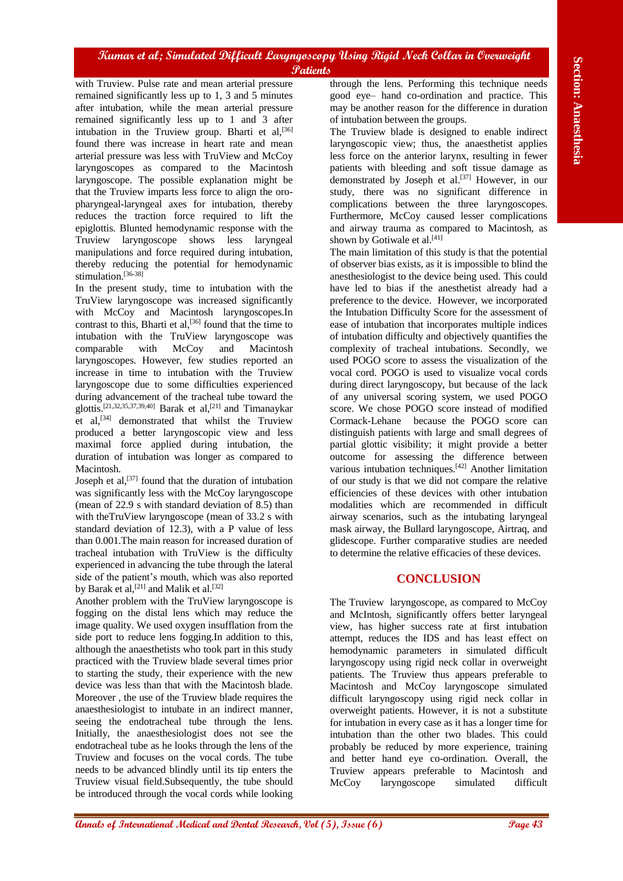with Truview. Pulse rate and mean arterial pressure remained significantly less up to 1, 3 and 5 minutes after intubation, while the mean arterial pressure remained significantly less up to 1 and 3 after intubation in the Truview group. Bharti et al,[36] found there was increase in heart rate and mean arterial pressure was less with TruView and McCoy laryngoscopes as compared to the Macintosh laryngoscope. The possible explanation might be that the Truview imparts less force to align the oro-pharyngeal-laryngeal axes for intubation, thereby reduces the traction force required to lift the epiglottis. Blunted hemodynamic response with the Truview laryngoscope shows less laryngeal manipulations and force required during intubation, thereby reducing the potential for hemodynamic stimulation.[36-38]

In the present study, time to intubation with the TruView laryngoscope was increased significantly with McCoy and Macintosh laryngoscopes.In contrast to this, Bharti et al,[36] found that the time to intubation with the TruView laryngoscope was comparable with McCoy and Macintosh laryngoscopes. However, few studies reported an increase in time to intubation with the Truview laryngoscope due to some difficulties experienced during advancement of the tracheal tube toward the glottis.[21,32,35,37,39,40] Barak et al,[21] and Timanaykar et al,[34] demonstrated that whilst the Truview produced a better laryngoscopic view and less maximal force applied during intubation, the duration of intubation was longer as compared to Macintosh.

Joseph et al,[37] found that the duration of intubation was significantly less with the McCoy laryngoscope (mean of 22.9 s with standard deviation of 8.5) than with theTruView laryngoscope (mean of 33.2 s with standard deviation of 12.3), with a P value of less than 0.001.The main reason for increased duration of tracheal intubation with TruView is the difficulty experienced in advancing the tube through the lateral side of the patient's mouth, which was also reported by Barak et al,[21] and Malik et al.[32]

Another problem with the TruView laryngoscope is fogging on the distal lens which may reduce the image quality. We used oxygen insufflation from the side port to reduce lens fogging.In addition to this, although the anaesthetists who took part in this study practiced with the Truview blade several times prior to starting the study, their experience with the new device was less than that with the Macintosh blade. Moreover , the use of the Truview blade requires the anaesthesiologist to intubate in an indirect manner, seeing the endotracheal tube through the lens. Initially, the anaesthesiologist does not see the endotracheal tube as he looks through the lens of the Truview and focuses on the vocal cords. The tube needs to be advanced blindly until its tip enters the Truview visual field.Subsequently, the tube should be introduced through the vocal cords while looking through the lens. Performing this technique needs good eye– hand co-ordination and practice. This may be another reason for the difference in duration of intubation between the groups.

The Truview blade is designed to enable indirect laryngoscopic view; thus, the anaesthetist applies less force on the anterior larynx, resulting in fewer patients with bleeding and soft tissue damage as demonstrated by Joseph et al.[37] However, in our study, there was no significant difference in complications between the three laryngoscopes. Furthermore, McCoy caused lesser complications and airway trauma as compared to Macintosh, as shown by Gotiwale et al.[41]

The main limitation of this study is that the potential of observer bias exists, as it is impossible to blind the anesthesiologist to the device being used. This could have led to bias if the anesthetist already had a preference to the device. However, we incorporated the Intubation Difficulty Score for the assessment of ease of intubation that incorporates multiple indices of intubation difficulty and objectively quantifies the complexity of tracheal intubations. Secondly, we used POGO score to assess the visualization of the vocal cord. POGO is used to visualize vocal cords during direct laryngoscopy, but because of the lack of any universal scoring system, we used POGO score. We chose POGO score instead of modified Cormack-Lehane because the POGO score can distinguish patients with large and small degrees of partial glottic visibility; it might provide a better outcome for assessing the difference between various intubation techniques.[42] Another limitation of our study is that we did not compare the relative efficiencies of these devices with other intubation modalities which are recommended in difficult airway scenarios, such as the intubating laryngeal mask airway, the Bullard laryngoscope, Airtraq, and glidescope. Further comparative studies are needed to determine the relative efficacies of these devices.

## CONCLUSION

The Truview laryngoscope, as compared to McCoy and McIntosh, significantly offers better laryngeal view, has higher success rate at first intubation attempt, reduces the IDS and has least effect on hemodynamic parameters in simulated difficult laryngoscopy using rigid neck collar in overweight patients. The Truview thus appears preferable to Macintosh and McCoy laryngoscope simulated difficult laryngoscopy using rigid neck collar in overweight patients. However, it is not a substitute for intubation in every case as it has a longer time for intubation than the other two blades. This could probably be reduced by more experience, training and better hand eye co-ordination. Overall, the Truview appears preferable to Macintosh and McCoy laryngoscope simulated difficult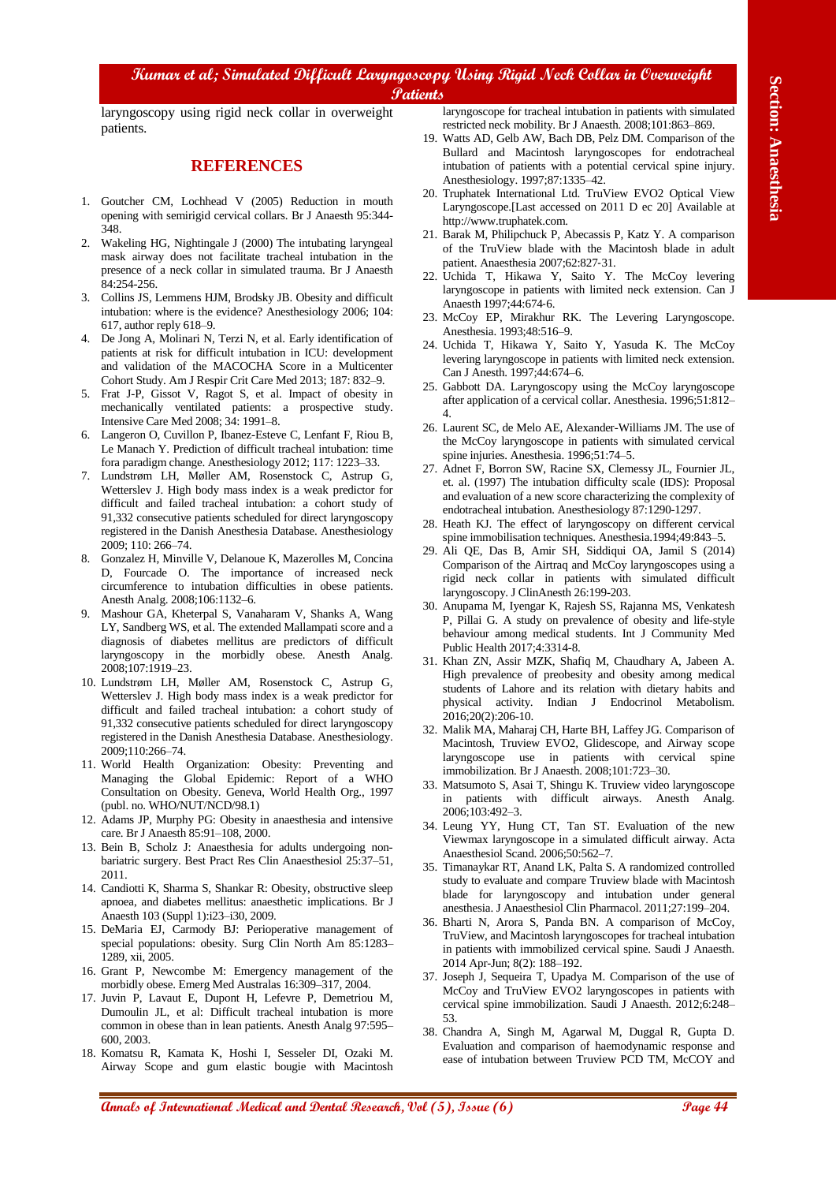laryngoscopy using rigid neck collar in overweight patients.

## REFERENCES

1. Goutcher CM, Lochhead V (2005) Reduction in mouth opening with semirigid cervical collars. Br J Anaesth 95:344-348.
2. Wakeling HG, Nightingale J (2000) The intubating laryngeal mask airway does not facilitate tracheal intubation in the presence of a neck collar in simulated trauma. Br J Anaesth 84:254-256.
3. Collins JS, Lemmens HJM, Brodsky JB. Obesity and difficult intubation: where is the evidence? Anesthesiology 2006; 104: 617, author reply 618–9.
4. De Jong A, Molinari N, Terzi N, et al. Early identification of patients at risk for difficult intubation in ICU: development and validation of the MACOCHA Score in a Multicenter Cohort Study. Am J Respir Crit Care Med 2013; 187: 832–9.
5. Frat J-P, Gissot V, Ragot S, et al. Impact of obesity in mechanically ventilated patients: a prospective study. Intensive Care Med 2008; 34: 1991–8.
6. Langeron O, Cuvillon P, Ibanez-Esteve C, Lenfant F, Riou B, Le Manach Y. Prediction of difficult tracheal intubation: time fora paradigm change. Anesthesiology 2012; 117: 1223–33.
7. Lundstrøm LH, Møller AM, Rosenstock C, Astrup G, Wetterslev J. High body mass index is a weak predictor for difficult and failed tracheal intubation: a cohort study of 91,332 consecutive patients scheduled for direct laryngoscopy registered in the Danish Anesthesia Database. Anesthesiology 2009; 110: 266–74.
8. Gonzalez H, Minville V, Delanoue K, Mazerolles M, Concina D, Fourcade O. The importance of increased neck circumference to intubation difficulties in obese patients. Anesth Analg. 2008;106:1132–6.
9. Mashour GA, Kheterpal S, Vanaharam V, Shanks A, Wang LY, Sandberg WS, et al. The extended Mallampati score and a diagnosis of diabetes mellitus are predictors of difficult laryngoscopy in the morbidly obese. Anesth Analg. 2008;107:1919–23.
10. Lundstrøm LH, Møller AM, Rosenstock C, Astrup G, Wetterslev J. High body mass index is a weak predictor for difficult and failed tracheal intubation: a cohort study of 91,332 consecutive patients scheduled for direct laryngoscopy registered in the Danish Anesthesia Database. Anesthesiology. 2009;110:266–74.
11. World Health Organization: Obesity: Preventing and Managing the Global Epidemic: Report of a WHO Consultation on Obesity. Geneva, World Health Org., 1997 (publ. no. WHO/NUT/NCD/98.1)
12. Adams JP, Murphy PG: Obesity in anaesthesia and intensive care. Br J Anaesth 85:91–108, 2000.
13. Bein B, Scholz J: Anaesthesia for adults undergoing non-bariatric surgery. Best Pract Res Clin Anaesthesiol 25:37–51, 2011.
14. Candiotti K, Sharma S, Shankar R: Obesity, obstructive sleep apnoea, and diabetes mellitus: anaesthetic implications. Br J Anaesth 103 (Suppl 1):i23–i30, 2009.
15. DeMaria EJ, Carmody BJ: Perioperative management of special populations: obesity. Surg Clin North Am 85:1283–1289, xii, 2005.
16. Grant P, Newcombe M: Emergency management of the morbidly obese. Emerg Med Australas 16:309–317, 2004.
17. Juvin P, Lavaut E, Dupont H, Lefevre P, Demetriou M, Dumoulin JL, et al: Difficult tracheal intubation is more common in obese than in lean patients. Anesth Analg 97:595–600, 2003.
18. Komatsu R, Kamata K, Hoshi I, Sesseler DI, Ozaki M. Airway Scope and gum elastic bougie with Macintosh laryngoscope for tracheal intubation in patients with simulated restricted neck mobility. Br J Anaesth. 2008;101:863–869.
19. Watts AD, Gelb AW, Bach DB, Pelz DM. Comparison of the Bullard and Macintosh laryngoscopes for endotracheal intubation of patients with a potential cervical spine injury. Anesthesiology. 1997;87:1335–42.
20. Truphatek International Ltd. TruView EVO2 Optical View Laryngoscope.[Last accessed on 2011 D ec 20] Available at http://www.truphatek.com.
21. Barak M, Philipchuck P, Abecassis P, Katz Y. A comparison of the TruView blade with the Macintosh blade in adult patient. Anaesthesia 2007;62:827-31.
22. Uchida T, Hikawa Y, Saito Y. The McCoy levering laryngoscope in patients with limited neck extension. Can J Anaesth 1997;44:674-6.
23. McCoy EP, Mirakhur RK. The Levering Laryngoscope. Anesthesia. 1993;48:516–9.
24. Uchida T, Hikawa Y, Saito Y, Yasuda K. The McCoy levering laryngoscope in patients with limited neck extension. Can J Anesth. 1997;44:674–6.
25. Gabbott DA. Laryngoscopy using the McCoy laryngoscope after application of a cervical collar. Anesthesia. 1996;51:812–4.
26. Laurent SC, de Melo AE, Alexander-Williams JM. The use of the McCoy laryngoscope in patients with simulated cervical spine injuries. Anesthesia. 1996;51:74–5.
27. Adnet F, Borron SW, Racine SX, Clemessy JL, Fournier JL, et. al. (1997) The intubation difficulty scale (IDS): Proposal and evaluation of a new score characterizing the complexity of endotracheal intubation. Anesthesiology 87:1290-1297.
28. Heath KJ. The effect of laryngoscopy on different cervical spine immobilisation techniques. Anesthesia.1994;49:843–5.
29. Ali QE, Das B, Amir SH, Siddiqui OA, Jamil S (2014) Comparison of the Airtraq and McCoy laryngoscopes using a rigid neck collar in patients with simulated difficult laryngoscopy. J ClinAnesth 26:199-203.
30. Anupama M, Iyengar K, Rajesh SS, Rajanna MS, Venkatesh P, Pillai G. A study on prevalence of obesity and life-style behaviour among medical students. Int J Community Med Public Health 2017;4:3314-8.
31. Khan ZN, Assir MZK, Shafiq M, Chaudhary A, Jabeen A. High prevalence of preobesity and obesity among medical students of Lahore and its relation with dietary habits and physical activity. Indian J Endocrinol Metabolism. 2016;20(2):206-10.
32. Malik MA, Maharaj CH, Harte BH, Laffey JG. Comparison of Macintosh, Truview EVO2, Glidescope, and Airway scope laryngoscope use in patients with cervical spine immobilization. Br J Anaesth. 2008;101:723–30.
33. Matsumoto S, Asai T, Shingu K. Truview video laryngoscope in patients with difficult airways. Anesth Analg. 2006;103:492–3.
34. Leung YY, Hung CT, Tan ST. Evaluation of the new Viewmax laryngoscope in a simulated difficult airway. Acta Anaesthesiol Scand. 2006;50:562–7.
35. Timanaykar RT, Anand LK, Palta S. A randomized controlled study to evaluate and compare Truview blade with Macintosh blade for laryngoscopy and intubation under general anesthesia. J Anaesthesiol Clin Pharmacol. 2011;27:199–204.
36. Bharti N, Arora S, Panda BN. A comparison of McCoy, TruView, and Macintosh laryngoscopes for tracheal intubation in patients with immobilized cervical spine. Saudi J Anaesth. 2014 Apr-Jun; 8(2): 188–192.
37. Joseph J, Sequeira T, Upadya M. Comparison of the use of McCoy and TruView EVO2 laryngoscopes in patients with cervical spine immobilization. Saudi J Anaesth. 2012;6:248–53.
38. Chandra A, Singh M, Agarwal M, Duggal R, Gupta D. Evaluation and comparison of haemodynamic response and ease of intubation between Truview PCD TM, McCOY and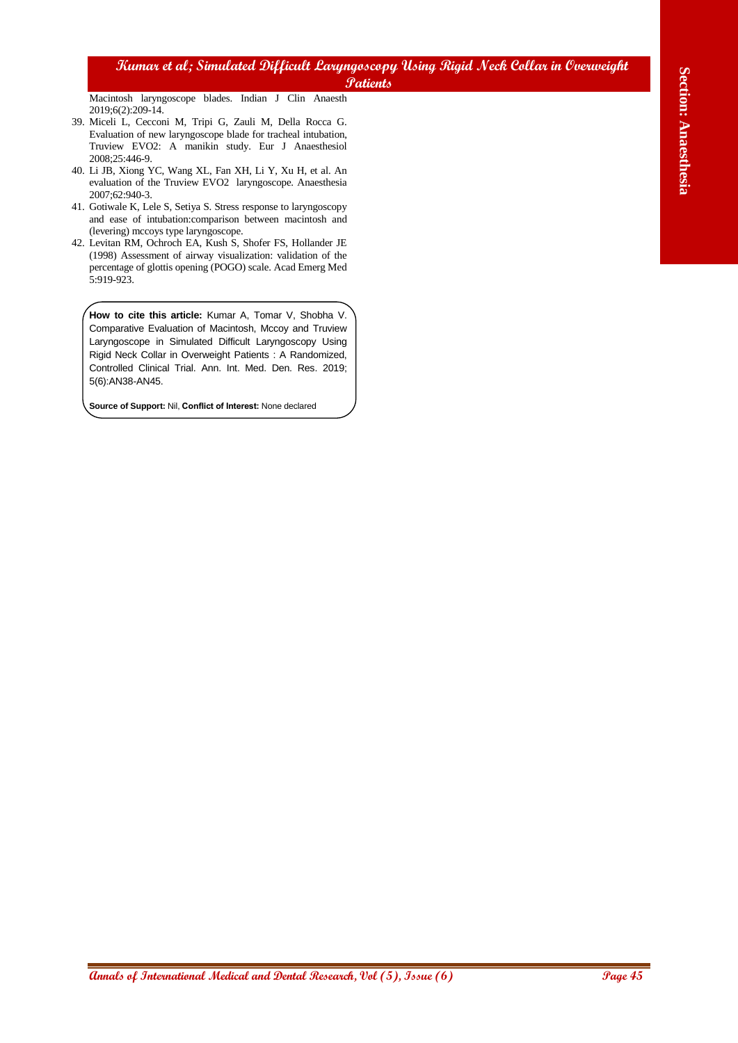Macintosh laryngoscope blades. Indian J Clin Anaesth 2019;6(2):209-14.

39. Miceli L, Cecconi M, Tripi G, Zauli M, Della Rocca G. Evaluation of new laryngoscope blade for tracheal intubation, Truview EVO2: A manikin study. Eur J Anaesthesiol 2008;25:446-9.
40. Li JB, Xiong YC, Wang XL, Fan XH, Li Y, Xu H, et al. An evaluation of the Truview EVO2 laryngoscope. Anaesthesia 2007;62:940-3.
41. Gotiwale K, Lele S, Setiya S. Stress response to laryngoscopy and ease of intubation:comparison between macintosh and (levering) mccoys type laryngoscope.
42. Levitan RM, Ochroch EA, Kush S, Shofer FS, Hollander JE (1998) Assessment of airway visualization: validation of the percentage of glottis opening (POGO) scale. Acad Emerg Med 5:919-923.

**How to cite this article:** Kumar A, Tomar V, Shobha V. Comparative Evaluation of Macintosh, Mccoy and Truview Laryngoscope in Simulated Difficult Laryngoscopy Using Rigid Neck Collar in Overweight Patients : A Randomized, Controlled Clinical Trial. Ann. Int. Med. Den. Res. 2019; 5(6):AN38-AN45.

**Source of Support:** Nil, **Conflict of Interest:** None declared